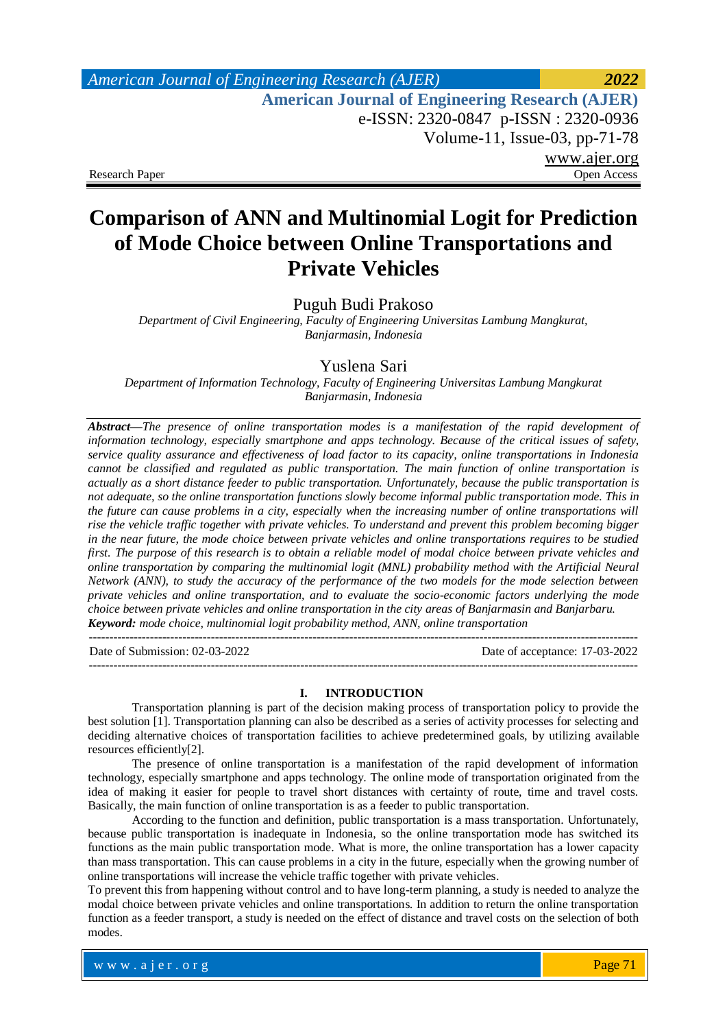# Comparison of ANN and Multinomial Logit for Prediction of Mode Choice between Online Transportations and Private Vehicles

Puguh Budi Prakoso

*Department of Civil Engineering, Faculty of Engineering Universitas Lambung Mangkurat, Banjarmasin, Indonesia*

Yuslena Sari

*Department of Information Technology, Faculty of Engineering Universitas Lambung Mangkurat Banjarmasin, Indonesia*

***Abstract***—*The presence of online transportation modes is a manifestation of the rapid development of information technology, especially smartphone and apps technology. Because of the critical issues of safety, service quality assurance and effectiveness of load factor to its capacity, online transportations in Indonesia cannot be classified and regulated as public transportation. The main function of online transportation is actually as a short distance feeder to public transportation. Unfortunately, because the public transportation is not adequate, so the online transportation functions slowly become informal public transportation mode. This in the future can cause problems in a city, especially when the increasing number of online transportations will rise the vehicle traffic together with private vehicles. To understand and prevent this problem becoming bigger in the near future, the mode choice between private vehicles and online transportations requires to be studied first. The purpose of this research is to obtain a reliable model of modal choice between private vehicles and online transportation by comparing the multinomial logit (MNL) probability method with the Artificial Neural Network (ANN), to study the accuracy of the performance of the two models for the mode selection between private vehicles and online transportation, and to evaluate the socio-economic factors underlying the mode choice between private vehicles and online transportation in the city areas of Banjarmasin and Banjarbaru.*

***Keyword:*** *mode choice, multinomial logit probability method, ANN, online transportation*

---

Date of Submission: 02-03-2022 Date of acceptance: 17-03-2022

---

## I. INTRODUCTION

Transportation planning is part of the decision making process of transportation policy to provide the best solution [1]. Transportation planning can also be described as a series of activity processes for selecting and deciding alternative choices of transportation facilities to achieve predetermined goals, by utilizing available resources efficiently[2].

The presence of online transportation is a manifestation of the rapid development of information technology, especially smartphone and apps technology. The online mode of transportation originated from the idea of making it easier for people to travel short distances with certainty of route, time and travel costs. Basically, the main function of online transportation is as a feeder to public transportation.

According to the function and definition, public transportation is a mass transportation. Unfortunately, because public transportation is inadequate in Indonesia, so the online transportation mode has switched its functions as the main public transportation mode. What is more, the online transportation has a lower capacity than mass transportation. This can cause problems in a city in the future, especially when the growing number of online transportations will increase the vehicle traffic together with private vehicles.

To prevent this from happening without control and to have long-term planning, a study is needed to analyze the modal choice between private vehicles and online transportations. In addition to return the online transportation function as a feeder transport, a study is needed on the effect of distance and travel costs on the selection of both modes.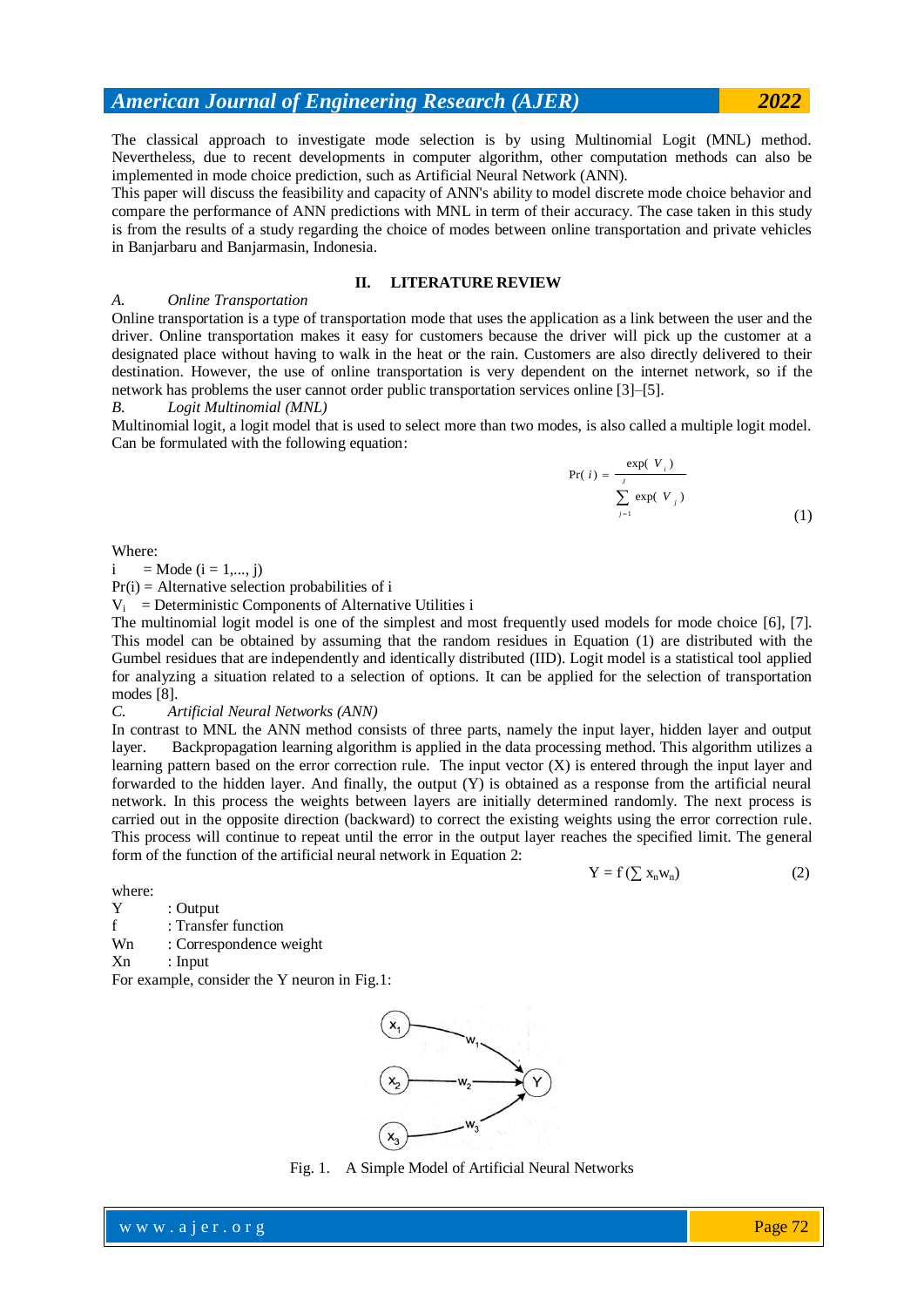The classical approach to investigate mode selection is by using Multinomial Logit (MNL) method. Nevertheless, due to recent developments in computer algorithm, other computation methods can also be implemented in mode choice prediction, such as Artificial Neural Network (ANN).

This paper will discuss the feasibility and capacity of ANN's ability to model discrete mode choice behavior and compare the performance of ANN predictions with MNL in term of their accuracy. The case taken in this study is from the results of a study regarding the choice of modes between online transportation and private vehicles in Banjarbaru and Banjarmasin, Indonesia.

## II. LITERATURE REVIEW

### A. *Online Transportation*

Online transportation is a type of transportation mode that uses the application as a link between the user and the driver. Online transportation makes it easy for customers because the driver will pick up the customer at a designated place without having to walk in the heat or the rain. Customers are also directly delivered to their destination. However, the use of online transportation is very dependent on the internet network, so if the network has problems the user cannot order public transportation services online [3]–[5].

### B. *Logit Multinomial (MNL)*

Multinomial logit, a logit model that is used to select more than two modes, is also called a multiple logit model. Can be formulated with the following equation:

$$\Pr(i) = \frac{\exp(V_i)}{\sum_{j=1}^{j} \exp(V_j)} \tag{1}$$

Where:

$i$ = Mode ($i = 1,..., j$)

$\Pr(i)$ = Alternative selection probabilities of $i$

$V_i$ = Deterministic Components of Alternative Utilities $i$

The multinomial logit model is one of the simplest and most frequently used models for mode choice [6], [7]. This model can be obtained by assuming that the random residues in Equation (1) are distributed with the Gumbel residues that are independently and identically distributed (IID). Logit model is a statistical tool applied for analyzing a situation related to a selection of options. It can be applied for the selection of transportation modes [8].

### C. *Artificial Neural Networks (ANN)*

In contrast to MNL the ANN method consists of three parts, namely the input layer, hidden layer and output layer. Backpropagation learning algorithm is applied in the data processing method. This algorithm utilizes a learning pattern based on the error correction rule. The input vector (X) is entered through the input layer and forwarded to the hidden layer. And finally, the output (Y) is obtained as a response from the artificial neural network. In this process the weights between layers are initially determined randomly. The next process is carried out in the opposite direction (backward) to correct the existing weights using the error correction rule. This process will continue to repeat until the error in the output layer reaches the specified limit. The general form of the function of the artificial neural network in Equation 2:

$$Y = f\left(\sum x_n w_n\right) \tag{2}$$

where:

Y : Output

f : Transfer function

Wn : Correspondence weight

Xn : Input

For example, consider the Y neuron in Fig.1:

Fig. 1. A Simple Model of Artificial Neural Networks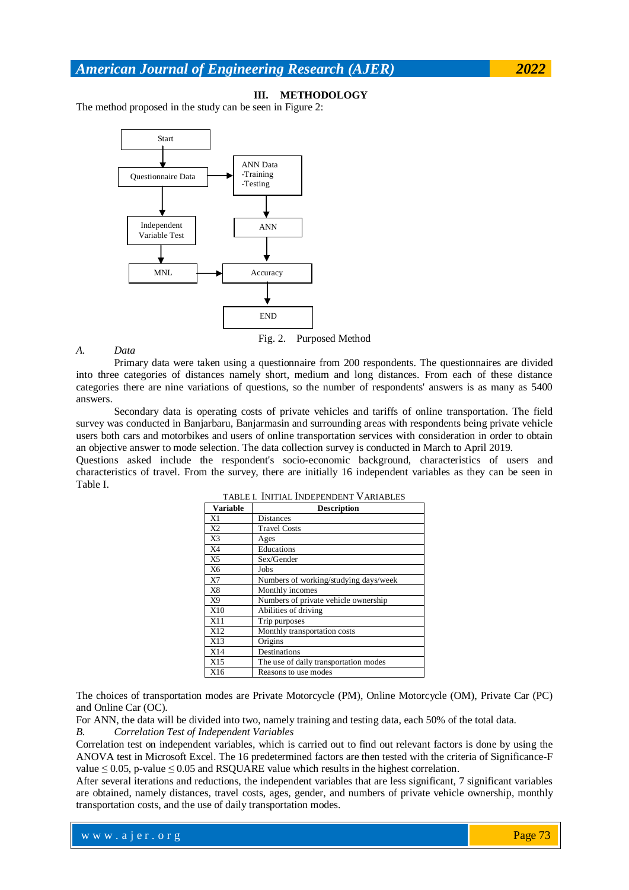## III. METHODOLOGY

The method proposed in the study can be seen in Figure 2:

Fig. 2. Purposed Method

### *A. Data*

Primary data were taken using a questionnaire from 200 respondents. The questionnaires are divided into three categories of distances namely short, medium and long distances. From each of these distance categories there are nine variations of questions, so the number of respondents' answers is as many as 5400 answers.

Secondary data is operating costs of private vehicles and tariffs of online transportation. The field survey was conducted in Banjarbaru, Banjarmasin and surrounding areas with respondents being private vehicle users both cars and motorbikes and users of online transportation services with consideration in order to obtain an objective answer to mode selection. The data collection survey is conducted in March to April 2019.

Questions asked include the respondent's socio-economic background, characteristics of users and characteristics of travel. From the survey, there are initially 16 independent variables as they can be seen in Table I.

TABLE I. INITIAL INDEPENDENT VARIABLES

| Variable | Description |
|---|---|
| X1 | Distances |
| X2 | Travel Costs |
| X3 | Ages |
| X4 | Educations |
| X5 | Sex/Gender |
| X6 | Jobs |
| X7 | Numbers of working/studying days/week |
| X8 | Monthly incomes |
| X9 | Numbers of private vehicle ownership |
| X10 | Abilities of driving |
| X11 | Trip purposes |
| X12 | Monthly transportation costs |
| X13 | Origins |
| X14 | Destinations |
| X15 | The use of daily transportation modes |
| X16 | Reasons to use modes |

The choices of transportation modes are Private Motorcycle (PM), Online Motorcycle (OM), Private Car (PC) and Online Car (OC).

For ANN, the data will be divided into two, namely training and testing data, each 50% of the total data.

### *B. Correlation Test of Independent Variables*

Correlation test on independent variables, which is carried out to find out relevant factors is done by using the ANOVA test in Microsoft Excel. The 16 predetermined factors are then tested with the criteria of Significance-F value $\leq 0.05$, p-value $\leq 0.05$ and RSQUARE value which results in the highest correlation.

After several iterations and reductions, the independent variables that are less significant, 7 significant variables are obtained, namely distances, travel costs, ages, gender, and numbers of private vehicle ownership, monthly transportation costs, and the use of daily transportation modes.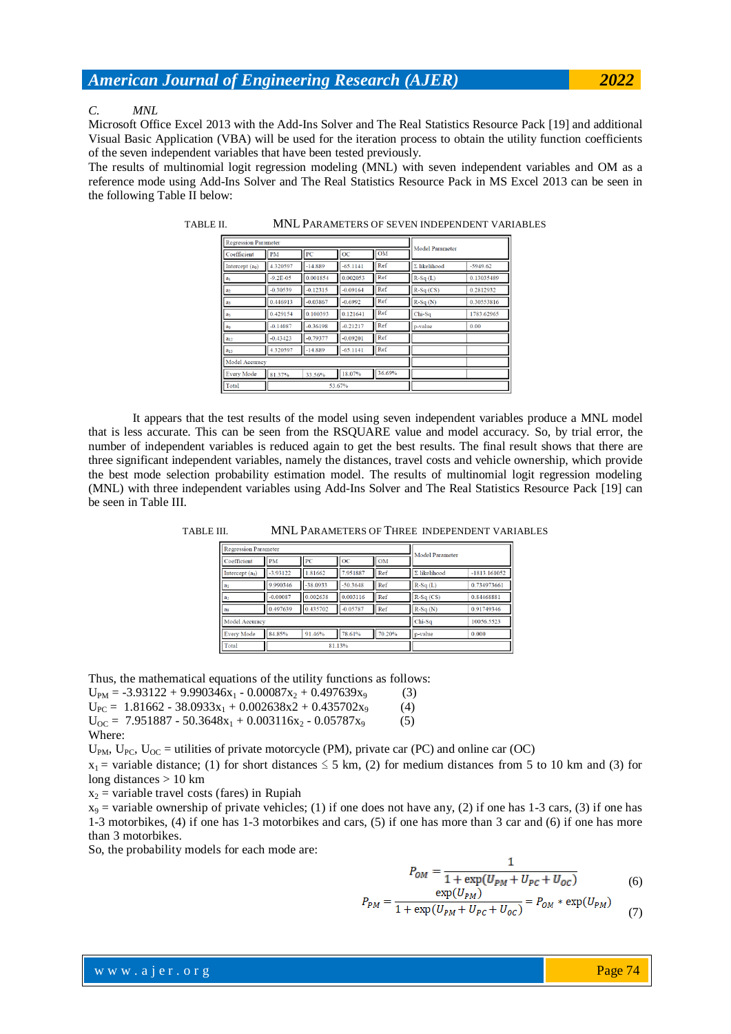### C. MNL

Microsoft Office Excel 2013 with the Add-Ins Solver and The Real Statistics Resource Pack [19] and additional Visual Basic Application (VBA) will be used for the iteration process to obtain the utility function coefficients of the seven independent variables that have been tested previously.

The results of multinomial logit regression modeling (MNL) with seven independent variables and OM as a reference mode using Add-Ins Solver and The Real Statistics Resource Pack in MS Excel 2013 can be seen in the following Table II below:

TABLE II. MNL PARAMETERS OF SEVEN INDEPENDENT VARIABLES

| Regression Parameter | | | | | Model Parameter | |
|---|---|---|---|---|---|---|
| Coefficient | PM | PC | OC | OM | | |
| Intercept ($a_0$) | 4.320597 | -14.889 | -65.1141 | Ref | Σ likelihood | -5949.62 |
| $a_1$ | -9.2E-05 | 0.001854 | 0.002053 | Ref | R-Sq (L) | 0.13035489 |
| $a_2$ | -0.30539 | -0.12315 | -0.09164 | Ref | R-Sq (CS) | 0.2812932 |
| $a_3$ | 0.446913 | -0.03867 | -0.6992 | Ref | R-Sq (N) | 0.30553816 |
| $a_5$ | 0.429154 | 0.100393 | 0.121641 | Ref | Chi-Sq | 1783.62965 |
| $a_9$ | -0.14087 | -0.36198 | -0.21217 | Ref | p-value | 0.00 |
| $a_{12}$ | -0.43423 | -0.79377 | -0.09201 | Ref | | |
| $a_{13}$ | 4.320597 | -14.889 | -65.1141 | Ref | | |
| Model Accuracy | | | | | | |
| Every Mode | 81.37% | 33.56% | 18.07% | 36.69% | | |
| Total | 53.67% | | | | | |

It appears that the test results of the model using seven independent variables produce a MNL model that is less accurate. This can be seen from the RSQUARE value and model accuracy. So, by trial error, the number of independent variables is reduced again to get the best results. The final result shows that there are three significant independent variables, namely the distances, travel costs and vehicle ownership, which provide the best mode selection probability estimation model. The results of multinomial logit regression modeling (MNL) with three independent variables using Add-Ins Solver and The Real Statistics Resource Pack [19] can be seen in Table III.

TABLE III. MNL PARAMETERS OF THREE INDEPENDENT VARIABLES

| Regression Parameter | | | | | Model Parameter | |
|---|---|---|---|---|---|---|
| Coefficient | PM | PC | OC | OM | | |
| Intercept ($a_0$) | -3.93122 | 1.81662 | 7.951887 | Ref | Σ likelihood | -1813.161052 |
| $a_1$ | 9.990346 | -38.0933 | -50.3648 | Ref | R-Sq (L) | 0.734973661 |
| $a_2$ | -0.00087 | 0.002638 | 0.003116 | Ref | R-Sq (CS) | 0.84468881 |
| $a_9$ | 0.497639 | 0.435702 | -0.05787 | Ref | R-Sq (N) | 0.91749346 |
| Model Accuracy | | | | | Chi-Sq | 10056.5523 |
| Every Mode | 84.85% | 91.46% | 78.61% | 70.20% | p-value | 0.000 |
| Total | 81.13% | | | | | |

Thus, the mathematical equations of the utility functions as follows:

$U_{PM}$ = -3.93122 + 9.990346$x_1$ - 0.00087$x_2$ + 0.497639$x_9$  (3)

$U_{PC}$ = 1.81662 - 38.0933$x_1$ + 0.002638x2 + 0.435702$x_9$  (4)

$U_{OC}$ = 7.951887 - 50.3648$x_1$ + 0.003116$x_2$ - 0.05787$x_9$  (5)

Where:

$U_{PM}$, $U_{PC}$, $U_{OC}$ = utilities of private motorcycle (PM), private car (PC) and online car (OC)

$x_1$ = variable distance; (1) for short distances ≤ 5 km, (2) for medium distances from 5 to 10 km and (3) for long distances > 10 km

$x_2$ = variable travel costs (fares) in Rupiah

$x_9$ = variable ownership of private vehicles; (1) if one does not have any, (2) if one has 1-3 cars, (3) if one has 1-3 motorbikes, (4) if one has 1-3 motorbikes and cars, (5) if one has more than 3 car and (6) if one has more than 3 motorbikes.

So, the probability models for each mode are:

$$P_{OM} = \frac{1}{1 + \exp(U_{PM} + U_{PC} + U_{OC})} \qquad (6)$$

$$P_{PM} = \frac{\exp(U_{PM})}{1 + \exp(U_{PM} + U_{PC} + U_{OC})} = P_{OM} * \exp(U_{PM}) \qquad (7)$$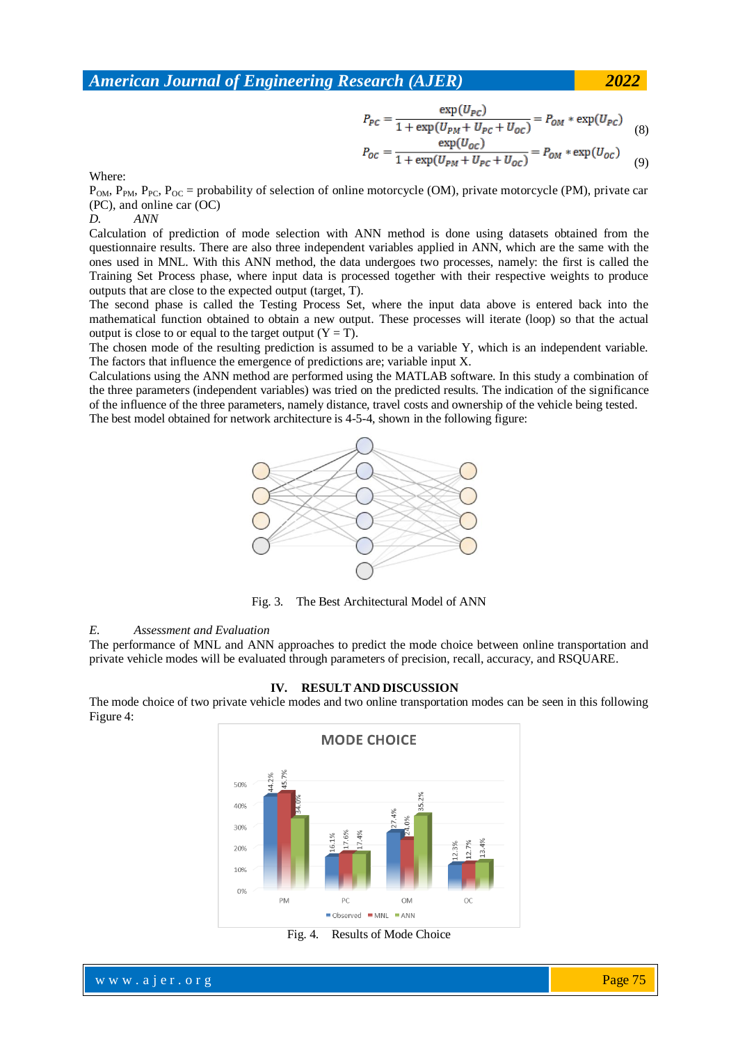$$P_{PC} = \frac{\exp(U_{PC})}{1 + \exp(U_{PM} + U_{PC} + U_{OC})} = P_{OM} * \exp(U_{PC}) \quad (8)$$

$$P_{OC} = \frac{\exp(U_{OC})}{1 + \exp(U_{PM} + U_{PC} + U_{OC})} = P_{OM} * \exp(U_{OC}) \quad (9)$$

Where:

$P_{OM}$, $P_{PM}$, $P_{PC}$, $P_{OC}$ = probability of selection of online motorcycle (OM), private motorcycle (PM), private car (PC), and online car (OC)

*D. ANN*

Calculation of prediction of mode selection with ANN method is done using datasets obtained from the questionnaire results. There are also three independent variables applied in ANN, which are the same with the ones used in MNL. With this ANN method, the data undergoes two processes, namely: the first is called the Training Set Process phase, where input data is processed together with their respective weights to produce outputs that are close to the expected output (target, T).

The second phase is called the Testing Process Set, where the input data above is entered back into the mathematical function obtained to obtain a new output. These processes will iterate (loop) so that the actual output is close to or equal to the target output (Y = T).

The chosen mode of the resulting prediction is assumed to be a variable Y, which is an independent variable. The factors that influence the emergence of predictions are; variable input X.

Calculations using the ANN method are performed using the MATLAB software. In this study a combination of the three parameters (independent variables) was tried on the predicted results. The indication of the significance of the influence of the three parameters, namely distance, travel costs and ownership of the vehicle being tested.

The best model obtained for network architecture is 4-5-4, shown in the following figure:

Fig. 3. The Best Architectural Model of ANN

*E. Assessment and Evaluation*

The performance of MNL and ANN approaches to predict the mode choice between online transportation and private vehicle modes will be evaluated through parameters of precision, recall, accuracy, and RSQUARE.

## IV. RESULT AND DISCUSSION

The mode choice of two private vehicle modes and two online transportation modes can be seen in this following Figure 4:

| MODE CHOICE | Observed | MNL | ANN |
|---|---|---|---|
| PM | 44.2% | 45.7% | 34.0% |
| PC | 16.1% | 17.6% | 17.4% |
| OM | 27.4% | 24.0% | 35.2% |
| OC | 12.3% | 12.7% | 13.4% |

Fig. 4. Results of Mode Choice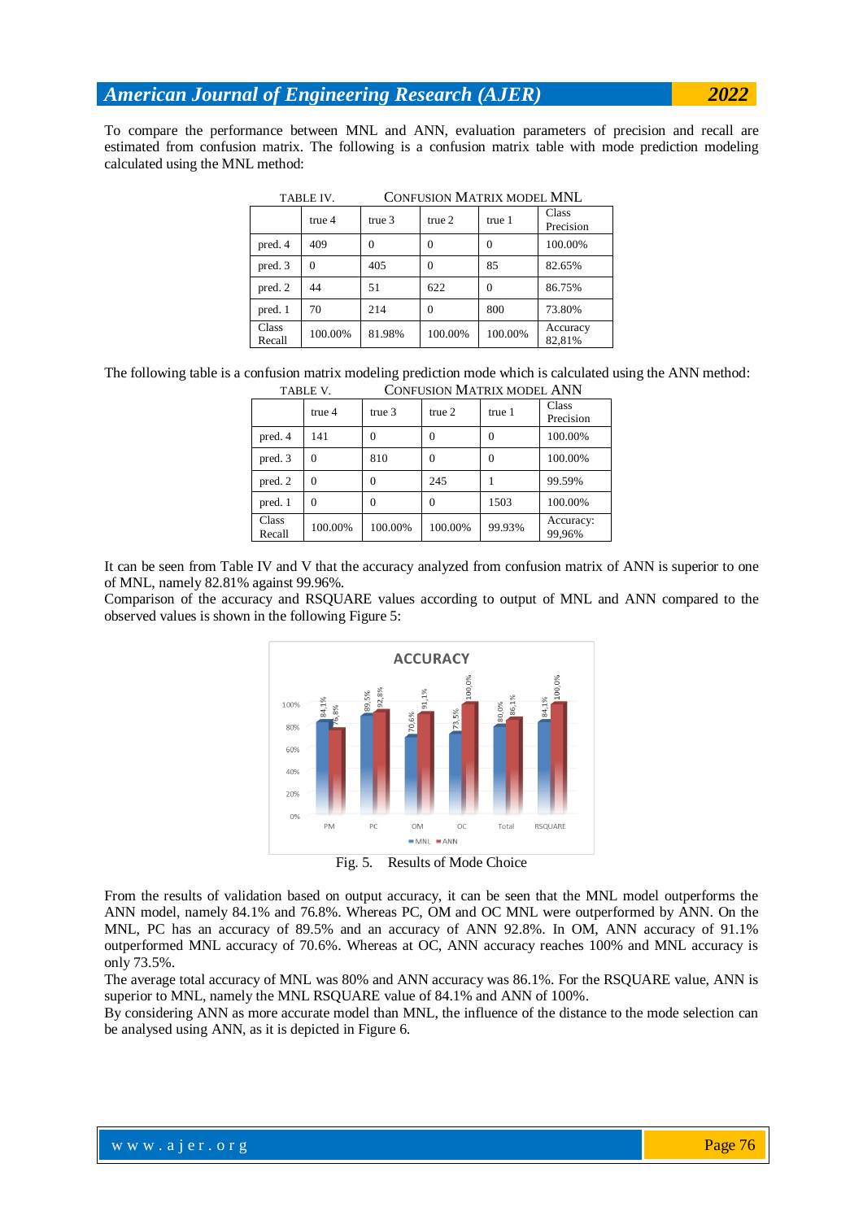To compare the performance between MNL and ANN, evaluation parameters of precision and recall are estimated from confusion matrix. The following is a confusion matrix table with mode prediction modeling calculated using the MNL method:

TABLE IV. CONFUSION MATRIX MODEL MNL

| | true 4 | true 3 | true 2 | true 1 | Class Precision |
|---|---|---|---|---|---|
| pred. 4 | 409 | 0 | 0 | 0 | 100.00% |
| pred. 3 | 0 | 405 | 0 | 85 | 82.65% |
| pred. 2 | 44 | 51 | 622 | 0 | 86.75% |
| pred. 1 | 70 | 214 | 0 | 800 | 73.80% |
| Class Recall | 100.00% | 81.98% | 100.00% | 100.00% | Accuracy 82,81% |

The following table is a confusion matrix modeling prediction mode which is calculated using the ANN method:

TABLE V. CONFUSION MATRIX MODEL ANN

| | true 4 | true 3 | true 2 | true 1 | Class Precision |
|---|---|---|---|---|---|
| pred. 4 | 141 | 0 | 0 | 0 | 100.00% |
| pred. 3 | 0 | 810 | 0 | 0 | 100.00% |
| pred. 2 | 0 | 0 | 245 | 1 | 99.59% |
| pred. 1 | 0 | 0 | 0 | 1503 | 100.00% |
| Class Recall | 100.00% | 100.00% | 100.00% | 99.93% | Accuracy: 99,96% |

It can be seen from Table IV and V that the accuracy analyzed from confusion matrix of ANN is superior to one of MNL, namely 82.81% against 99.96%.

Comparison of the accuracy and RSQUARE values according to output of MNL and ANN compared to the observed values is shown in the following Figure 5:

Fig. 5. Results of Mode Choice

From the results of validation based on output accuracy, it can be seen that the MNL model outperforms the ANN model, namely 84.1% and 76.8%. Whereas PC, OM and OC MNL were outperformed by ANN. On the MNL, PC has an accuracy of 89.5% and an accuracy of ANN 92.8%. In OM, ANN accuracy of 91.1% outperformed MNL accuracy of 70.6%. Whereas at OC, ANN accuracy reaches 100% and MNL accuracy is only 73.5%.

The average total accuracy of MNL was 80% and ANN accuracy was 86.1%. For the RSQUARE value, ANN is superior to MNL, namely the MNL RSQUARE value of 84.1% and ANN of 100%.

By considering ANN as more accurate model than MNL, the influence of the distance to the mode selection can be analysed using ANN, as it is depicted in Figure 6.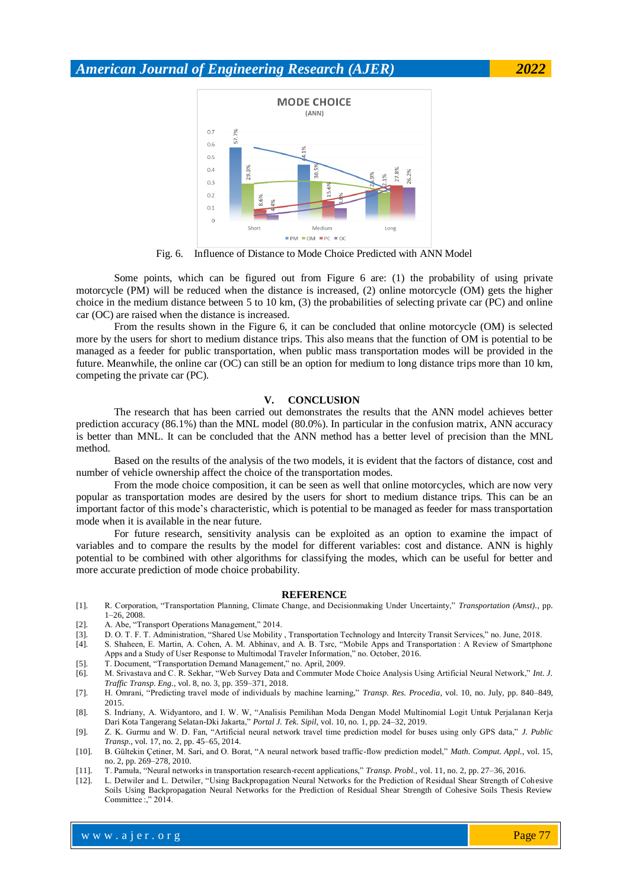Fig. 6. Influence of Distance to Mode Choice Predicted with ANN Model

Some points, which can be figured out from Figure 6 are: (1) the probability of using private motorcycle (PM) will be reduced when the distance is increased, (2) online motorcycle (OM) gets the higher choice in the medium distance between 5 to 10 km, (3) the probabilities of selecting private car (PC) and online car (OC) are raised when the distance is increased.

From the results shown in the Figure 6, it can be concluded that online motorcycle (OM) is selected more by the users for short to medium distance trips. This also means that the function of OM is potential to be managed as a feeder for public transportation, when public mass transportation modes will be provided in the future. Meanwhile, the online car (OC) can still be an option for medium to long distance trips more than 10 km, competing the private car (PC).

## V. CONCLUSION

The research that has been carried out demonstrates the results that the ANN model achieves better prediction accuracy (86.1%) than the MNL model (80.0%). In particular in the confusion matrix, ANN accuracy is better than MNL. It can be concluded that the ANN method has a better level of precision than the MNL method.

Based on the results of the analysis of the two models, it is evident that the factors of distance, cost and number of vehicle ownership affect the choice of the transportation modes.

From the mode choice composition, it can be seen as well that online motorcycles, which are now very popular as transportation modes are desired by the users for short to medium distance trips. This can be an important factor of this mode's characteristic, which is potential to be managed as feeder for mass transportation mode when it is available in the near future.

For future research, sensitivity analysis can be exploited as an option to examine the impact of variables and to compare the results by the model for different variables: cost and distance. ANN is highly potential to be combined with other algorithms for classifying the modes, which can be useful for better and more accurate prediction of mode choice probability.

## REFERENCE

[1]. R. Corporation, "Transportation Planning, Climate Change, and Decisionmaking Under Uncertainty," *Transportation (Amst).*, pp. 1–26, 2008.

[2]. A. Abe, "Transport Operations Management," 2014.

[3]. D. O. T. F. T. Administration, "Shared Use Mobility , Transportation Technology and Intercity Transit Services," no. June, 2018.

[4]. S. Shaheen, E. Martin, A. Cohen, A. M. Abhinav, and A. B. Tsrc, "Mobile Apps and Transportation : A Review of Smartphone Apps and a Study of User Response to Multimodal Traveler Information," no. October, 2016.

[5]. T. Document, "Transportation Demand Management," no. April, 2009.

[6]. M. Srivastava and C. R. Sekhar, "Web Survey Data and Commuter Mode Choice Analysis Using Artificial Neural Network," *Int. J. Traffic Transp. Eng.*, vol. 8, no. 3, pp. 359–371, 2018.

[7]. H. Omrani, "Predicting travel mode of individuals by machine learning," *Transp. Res. Procedia*, vol. 10, no. July, pp. 840–849, 2015.

[8]. S. Indriany, A. Widyantoro, and I. W. W, "Analisis Pemilihan Moda Dengan Model Multinomial Logit Untuk Perjalanan Kerja Dari Kota Tangerang Selatan-Dki Jakarta," *Portal J. Tek. Sipil*, vol. 10, no. 1, pp. 24–32, 2019.

[9]. Z. K. Gurmu and W. D. Fan, "Artificial neural network travel time prediction model for buses using only GPS data," *J. Public Transp.*, vol. 17, no. 2, pp. 45–65, 2014.

[10]. B. Gültekin Çetiner, M. Sari, and O. Borat, "A neural network based traffic-flow prediction model," *Math. Comput. Appl.*, vol. 15, no. 2, pp. 269–278, 2010.

[11]. T. Pamuła, "Neural networks in transportation research-recent applications," *Transp. Probl.*, vol. 11, no. 2, pp. 27–36, 2016.

[12]. L. Detwiler and L. Detwiler, "Using Backpropagation Neural Networks for the Prediction of Residual Shear Strength of Cohesive Soils Using Backpropagation Neural Networks for the Prediction of Residual Shear Strength of Cohesive Soils Thesis Review Committee :," 2014.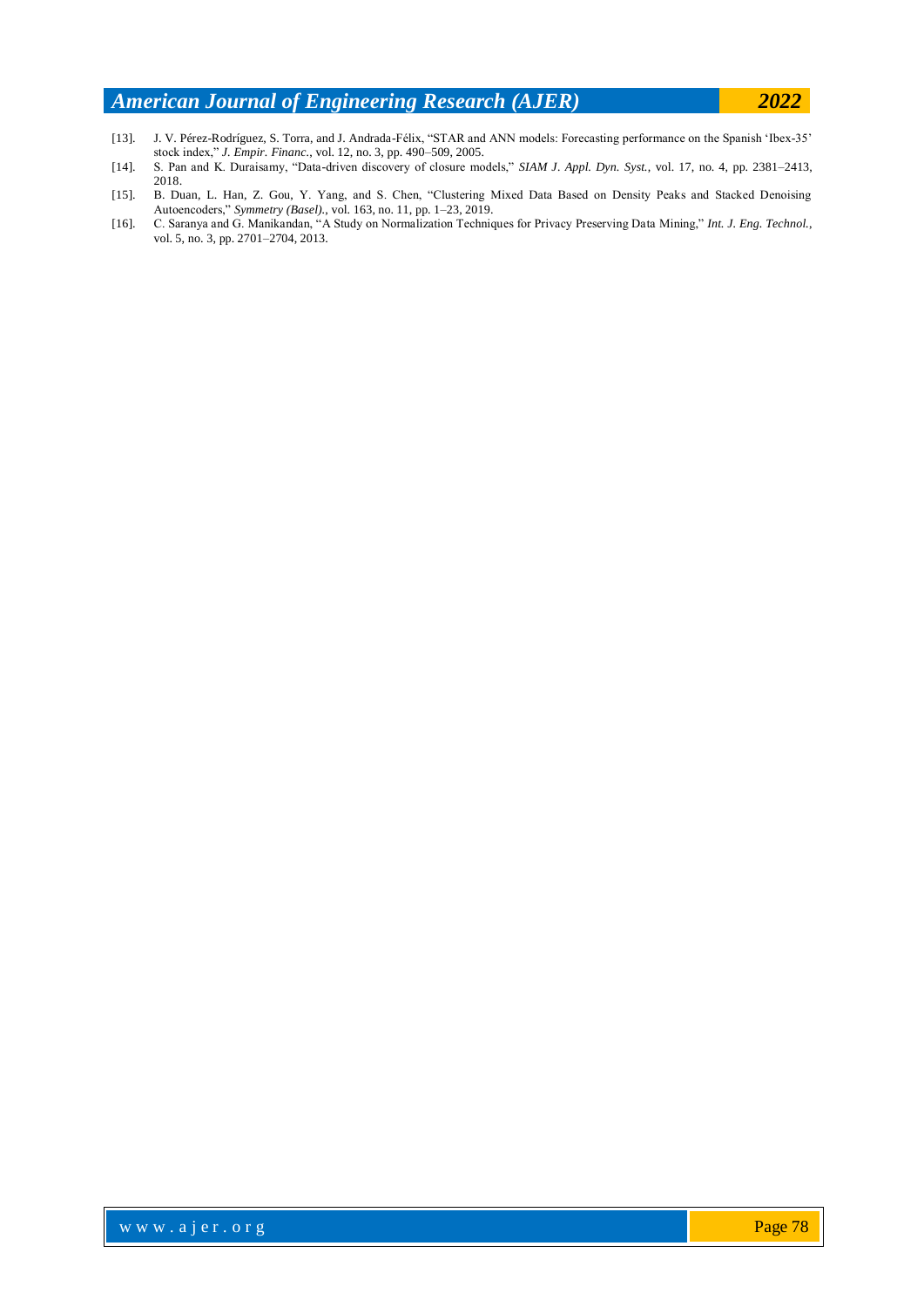[13]. J. V. Pérez-Rodríguez, S. Torra, and J. Andrada-Félix, "STAR and ANN models: Forecasting performance on the Spanish 'Ibex-35' stock index," *J. Empir. Financ.*, vol. 12, no. 3, pp. 490–509, 2005.

[14]. S. Pan and K. Duraisamy, "Data-driven discovery of closure models," *SIAM J. Appl. Dyn. Syst.*, vol. 17, no. 4, pp. 2381–2413, 2018.

[15]. B. Duan, L. Han, Z. Gou, Y. Yang, and S. Chen, "Clustering Mixed Data Based on Density Peaks and Stacked Denoising Autoencoders," *Symmetry (Basel).*, vol. 163, no. 11, pp. 1–23, 2019.

[16]. C. Saranya and G. Manikandan, "A Study on Normalization Techniques for Privacy Preserving Data Mining," *Int. J. Eng. Technol.*, vol. 5, no. 3, pp. 2701–2704, 2013.